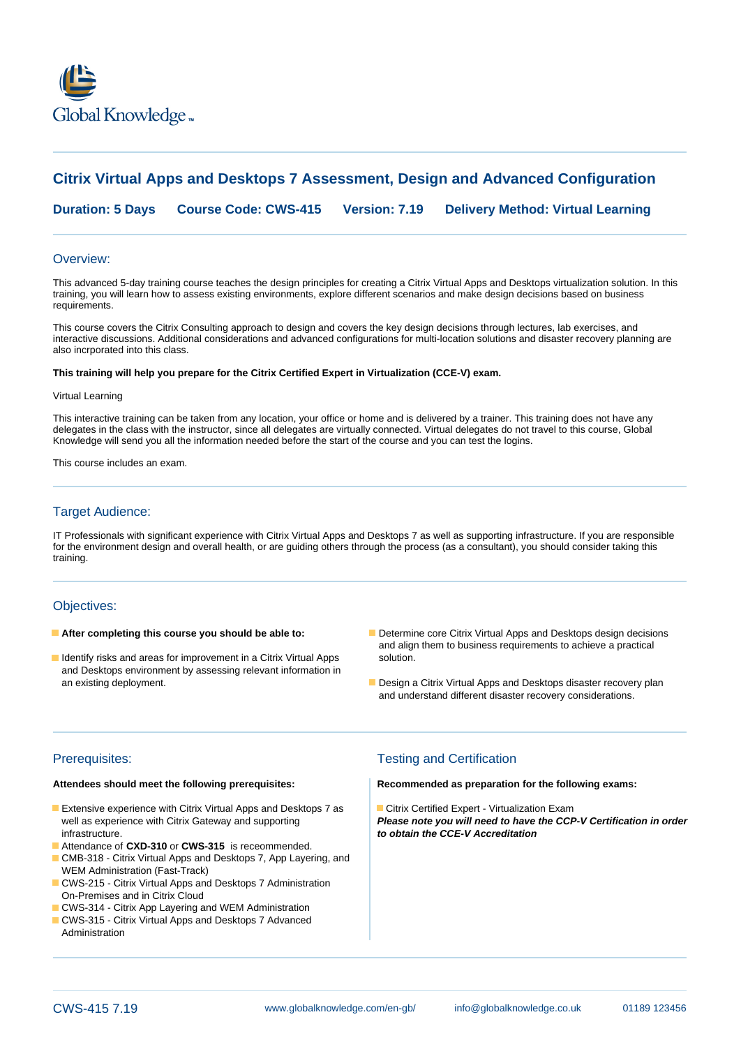Global Knowledge

# Citrix Virtual Apps and Desktops 7 Assessment, Design and Advanced Configuration

**Duration: 5 Days** **Course Code: CWS-415** **Version: 7.19** **Delivery Method: Virtual Learning**

## Overview:

This advanced 5-day training course teaches the design principles for creating a Citrix Virtual Apps and Desktops virtualization solution. In this training, you will learn how to assess existing environments, explore different scenarios and make design decisions based on business requirements.

This course covers the Citrix Consulting approach to design and covers the key design decisions through lectures, lab exercises, and interactive discussions. Additional considerations and advanced configurations for multi-location solutions and disaster recovery planning are also incrporated into this class.

**This training will help you prepare for the Citrix Certified Expert in Virtualization (CCE-V) exam.**

Virtual Learning

This interactive training can be taken from any location, your office or home and is delivered by a trainer. This training does not have any delegates in the class with the instructor, since all delegates are virtually connected. Virtual delegates do not travel to this course, Global Knowledge will send you all the information needed before the start of the course and you can test the logins.

This course includes an exam.

## Target Audience:

IT Professionals with significant experience with Citrix Virtual Apps and Desktops 7 as well as supporting infrastructure. If you are responsible for the environment design and overall health, or are guiding others through the process (as a consultant), you should consider taking this training.

## Objectives:

- **After completing this course you should be able to:**
- Identify risks and areas for improvement in a Citrix Virtual Apps and Desktops environment by assessing relevant information in an existing deployment.
- Determine core Citrix Virtual Apps and Desktops design decisions and align them to business requirements to achieve a practical solution.
- Design a Citrix Virtual Apps and Desktops disaster recovery plan and understand different disaster recovery considerations.

## Prerequisites:

**Attendees should meet the following prerequisites:**

- Extensive experience with Citrix Virtual Apps and Desktops 7 as well as experience with Citrix Gateway and supporting infrastructure.
- Attendance of **CXD-310** or **CWS-315** is receommended.
- CMB-318 - Citrix Virtual Apps and Desktops 7, App Layering, and WEM Administration (Fast-Track)
- CWS-215 - Citrix Virtual Apps and Desktops 7 Administration On-Premises and in Citrix Cloud
- CWS-314 - Citrix App Layering and WEM Administration
- CWS-315 - Citrix Virtual Apps and Desktops 7 Advanced Administration

## Testing and Certification

**Recommended as preparation for the following exams:**

- Citrix Certified Expert - Virtualization Exam

***Please note you will need to have the CCP-V Certification in order to obtain the CCE-V Accreditation***

CWS-415 7.19 www.globalknowledge.com/en-gb/ info@globalknowledge.co.uk 01189 123456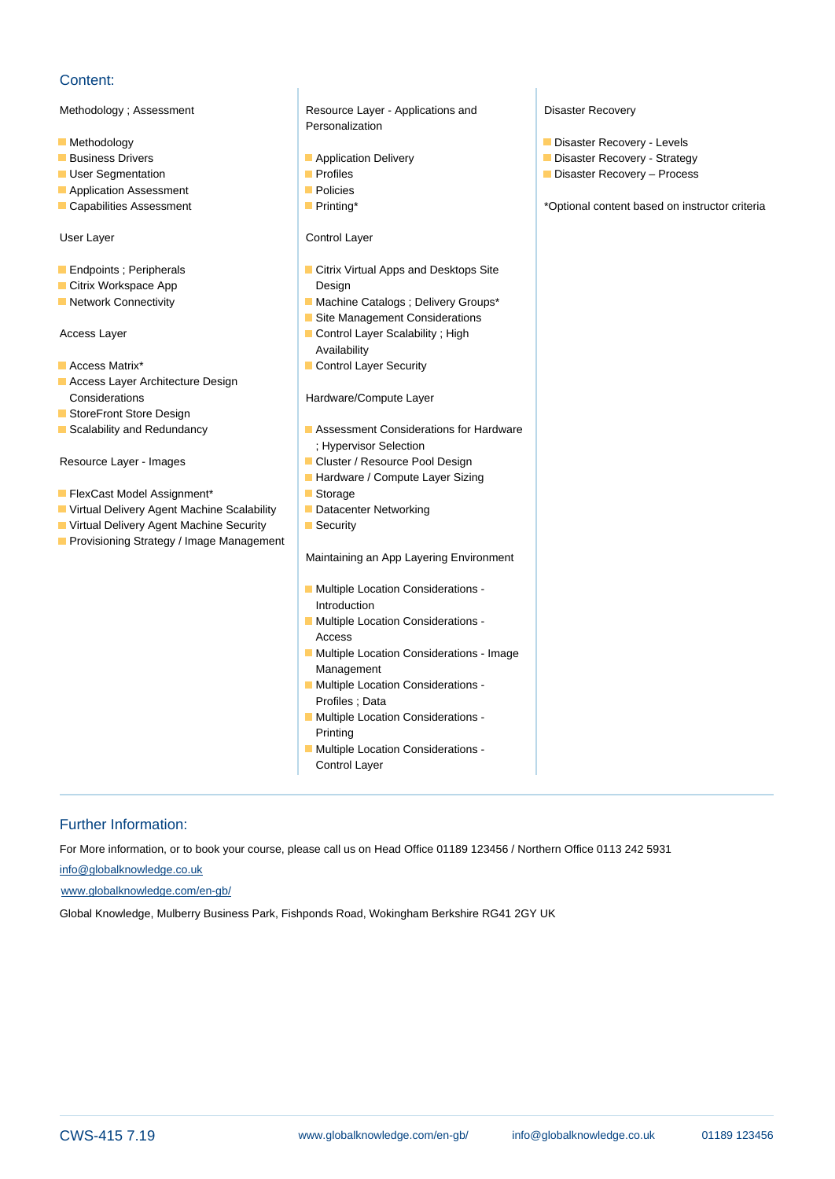## Content:

Methodology ; Assessment

- Methodology
- Business Drivers
- User Segmentation
- Application Assessment
- Capabilities Assessment

User Layer

- Endpoints ; Peripherals
- Citrix Workspace App
- Network Connectivity

Access Layer

- Access Matrix*
- Access Layer Architecture Design Considerations
- StoreFront Store Design
- Scalability and Redundancy

Resource Layer - Images

- FlexCast Model Assignment*
- Virtual Delivery Agent Machine Scalability
- Virtual Delivery Agent Machine Security
- Provisioning Strategy / Image Management

Resource Layer - Applications and Personalization

- Application Delivery
- Profiles
- Policies
- Printing*

Control Layer

- Citrix Virtual Apps and Desktops Site Design
- Machine Catalogs ; Delivery Groups*
- Site Management Considerations
- Control Layer Scalability ; High Availability
- Control Layer Security

Hardware/Compute Layer

- Assessment Considerations for Hardware ; Hypervisor Selection
- Cluster / Resource Pool Design
- Hardware / Compute Layer Sizing
- Storage
- Datacenter Networking
- Security

Maintaining an App Layering Environment

- Multiple Location Considerations - Introduction
- Multiple Location Considerations - Access
- Multiple Location Considerations - Image Management
- Multiple Location Considerations - Profiles ; Data
- Multiple Location Considerations - Printing
- Multiple Location Considerations - Control Layer

Disaster Recovery

- Disaster Recovery - Levels
- Disaster Recovery - Strategy
- Disaster Recovery – Process

*Optional content based on instructor criteria

## Further Information:

For More information, or to book your course, please call us on Head Office 01189 123456 / Northern Office 0113 242 5931

info@globalknowledge.co.uk

www.globalknowledge.com/en-gb/

Global Knowledge, Mulberry Business Park, Fishponds Road, Wokingham Berkshire RG41 2GY UK